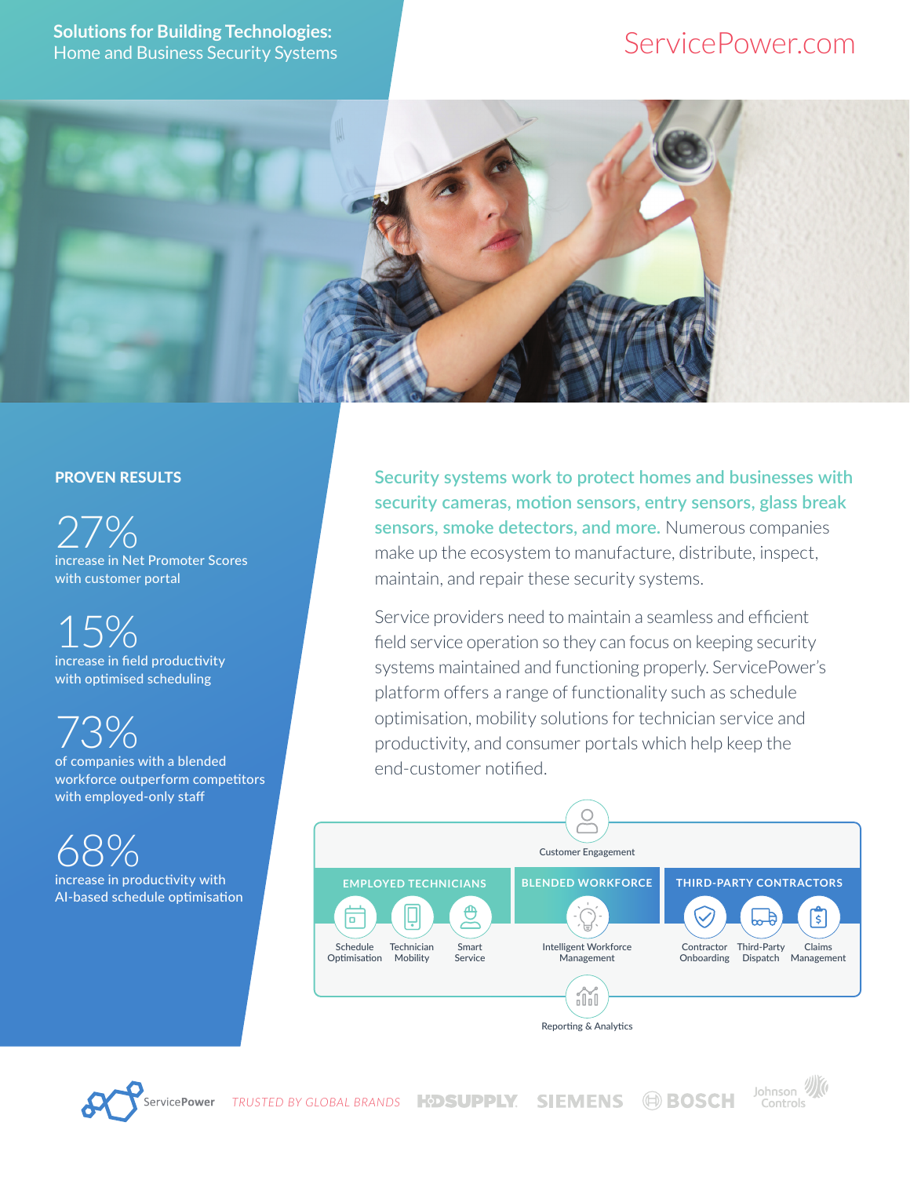**Solutions for Building Technologies:**
Home and Business Security Systems

ServicePower.com

## PROVEN RESULTS

**27%**
increase in Net Promoter Scores with customer portal

**15%**
increase in field productivity with optimised scheduling

**73%**
of companies with a blended workforce outperform competitors with employed-only staff

**68%**
increase in productivity with AI-based schedule optimisation

**Security systems work to protect homes and businesses with security cameras, motion sensors, entry sensors, glass break sensors, smoke detectors, and more.** Numerous companies make up the ecosystem to manufacture, distribute, inspect, maintain, and repair these security systems.

Service providers need to maintain a seamless and efficient field service operation so they can focus on keeping security systems maintained and functioning properly. ServicePower's platform offers a range of functionality such as schedule optimisation, mobility solutions for technician service and productivity, and consumer portals which help keep the end-customer notified.

Customer Engagement

| EMPLOYED TECHNICIANS | BLENDED WORKFORCE | THIRD-PARTY CONTRACTORS |
|---|---|---|
| Schedule Optimisation, Technician Mobility, Smart Service | Intelligent Workforce Management | Contractor Onboarding, Third-Party Dispatch, Claims Management |

Reporting & Analytics

ServicePower — *TRUSTED BY GLOBAL BRANDS* — HDSUPPLY, SIEMENS, BOSCH, Johnson Controls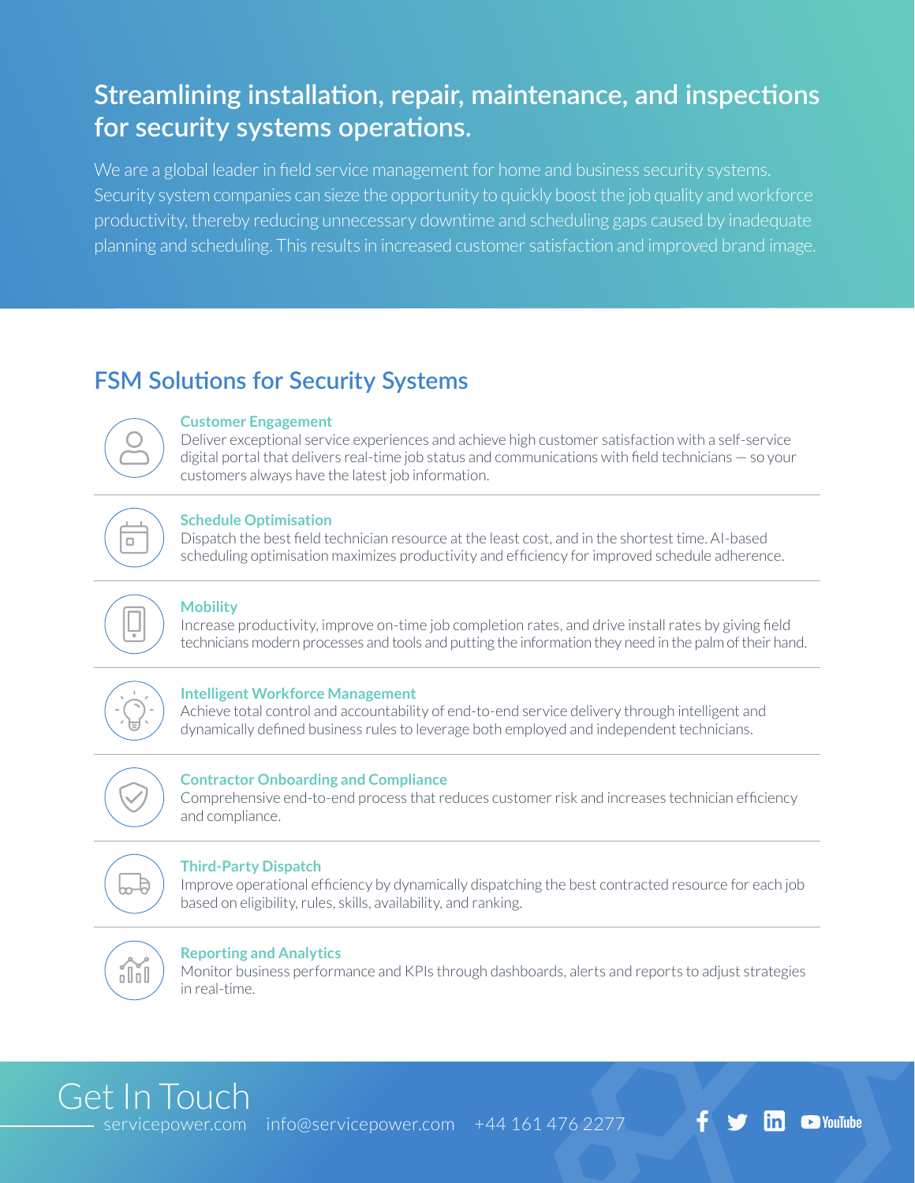## Streamlining installation, repair, maintenance, and inspections for security systems operations.

We are a global leader in field service management for home and business security systems. Security system companies can sieze the opportunity to quickly boost the job quality and workforce productivity, thereby reducing unnecessary downtime and scheduling gaps caused by inadequate planning and scheduling. This results in increased customer satisfaction and improved brand image.

## FSM Solutions for Security Systems

### Customer Engagement

Deliver exceptional service experiences and achieve high customer satisfaction with a self-service digital portal that delivers real-time job status and communications with field technicians — so your customers always have the latest job information.

### Schedule Optimisation

Dispatch the best field technician resource at the least cost, and in the shortest time. AI-based scheduling optimisation maximizes productivity and efficiency for improved schedule adherence.

### Mobility

Increase productivity, improve on-time job completion rates, and drive install rates by giving field technicians modern processes and tools and putting the information they need in the palm of their hand.

### Intelligent Workforce Management

Achieve total control and accountability of end-to-end service delivery through intelligent and dynamically defined business rules to leverage both employed and independent technicians.

### Contractor Onboarding and Compliance

Comprehensive end-to-end process that reduces customer risk and increases technician efficiency and compliance.

### Third-Party Dispatch

Improve operational efficiency by dynamically dispatching the best contracted resource for each job based on eligibility, rules, skills, availability, and ranking.

### Reporting and Analytics

Monitor business performance and KPIs through dashboards, alerts and reports to adjust strategies in real-time.

## Get In Touch

servicepower.com info@servicepower.com +44 161 476 2277